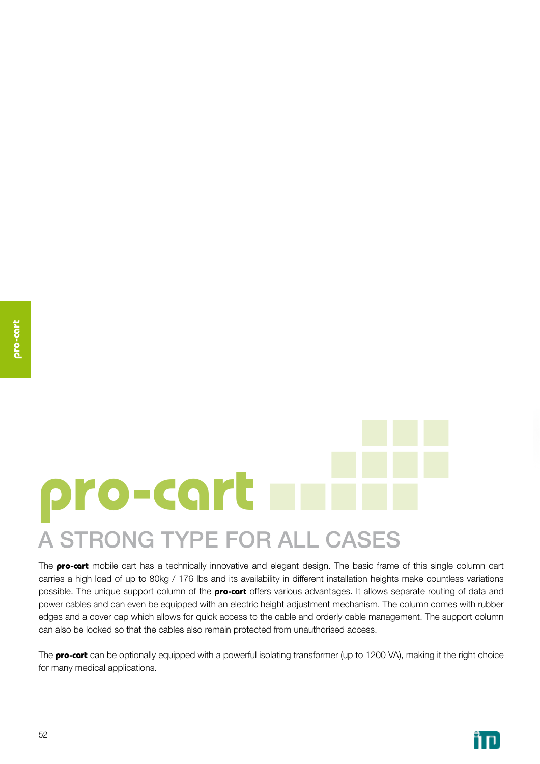# pro-cart

## A STRONG TYPE FOR ALL CASES

The **pro-cart** mobile cart has a technically innovative and elegant design. The basic frame of this single column cart carries a high load of up to 80kg / 176 lbs and its availability in different installation heights make countless variations possible. The unique support column of the **pro-cart** offers various advantages. It allows separate routing of data and power cables and can even be equipped with an electric height adjustment mechanism. The column comes with rubber edges and a cover cap which allows for quick access to the cable and orderly cable management. The support column can also be locked so that the cables also remain protected from unauthorised access.

The **pro-cart** can be optionally equipped with a powerful isolating transformer (up to 1200 VA), making it the right choice for many medical applications.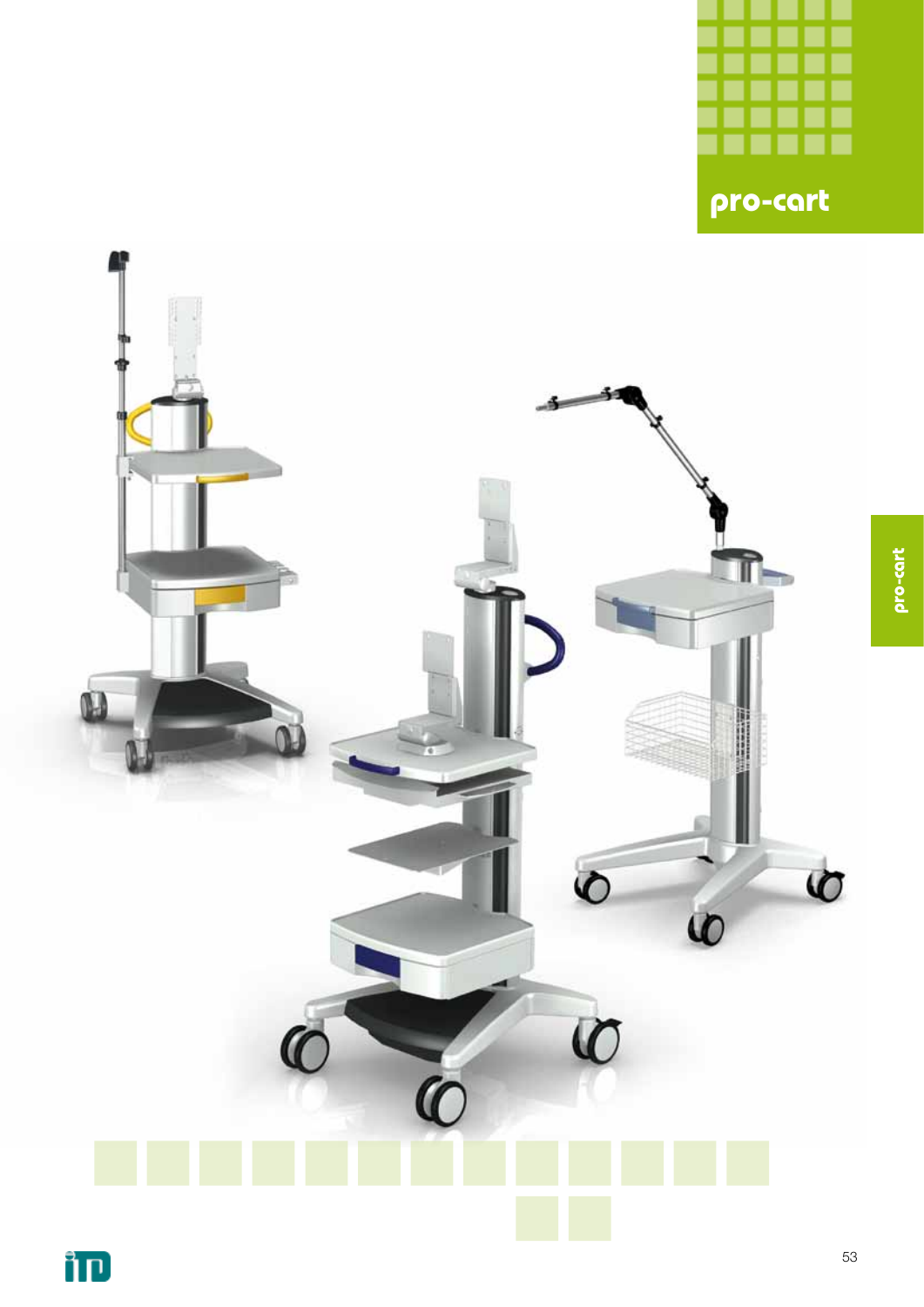# pro-cart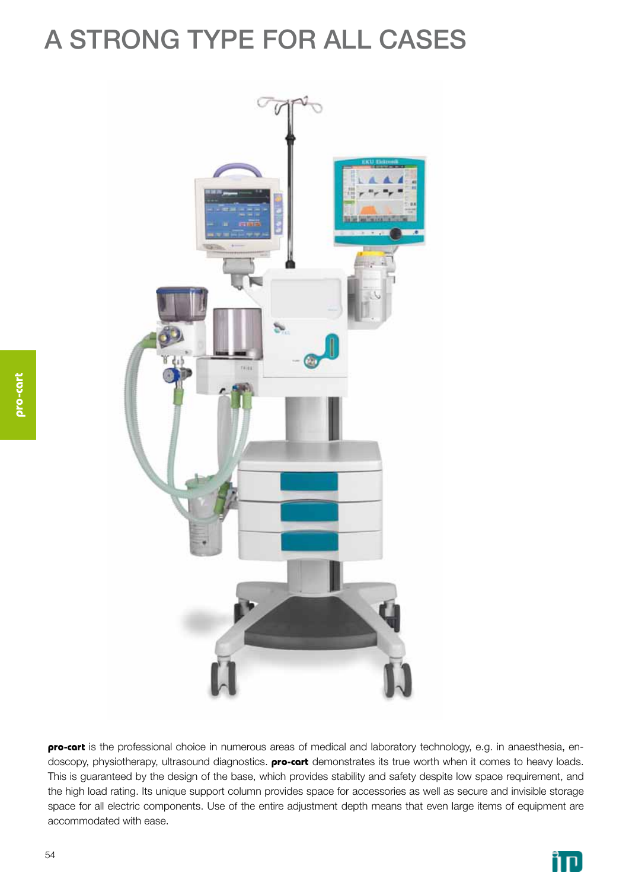# A STRONG TYPE FOR ALL CASES

**pro-cart** is the professional choice in numerous areas of medical and laboratory technology, e.g. in anaesthesia, endoscopy, physiotherapy, ultrasound diagnostics. **pro-cart** demonstrates its true worth when it comes to heavy loads. This is guaranteed by the design of the base, which provides stability and safety despite low space requirement, and the high load rating. Its unique support column provides space for accessories as well as secure and invisible storage space for all electric components. Use of the entire adjustment depth means that even large items of equipment are accommodated with ease.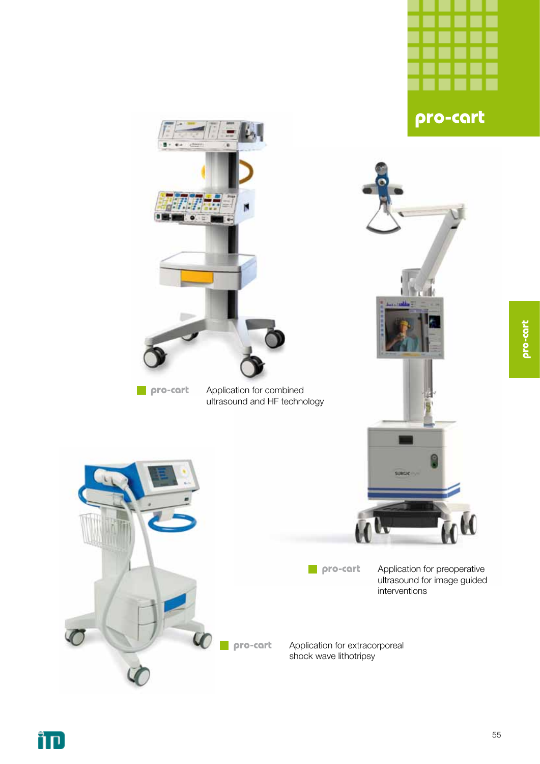# pro-cart

**pro-cart** Application for combined ultrasound and HF technology

**pro-cart** Application for preoperative ultrasound for image guided interventions

**pro-cart** Application for extracorporeal shock wave lithotripsy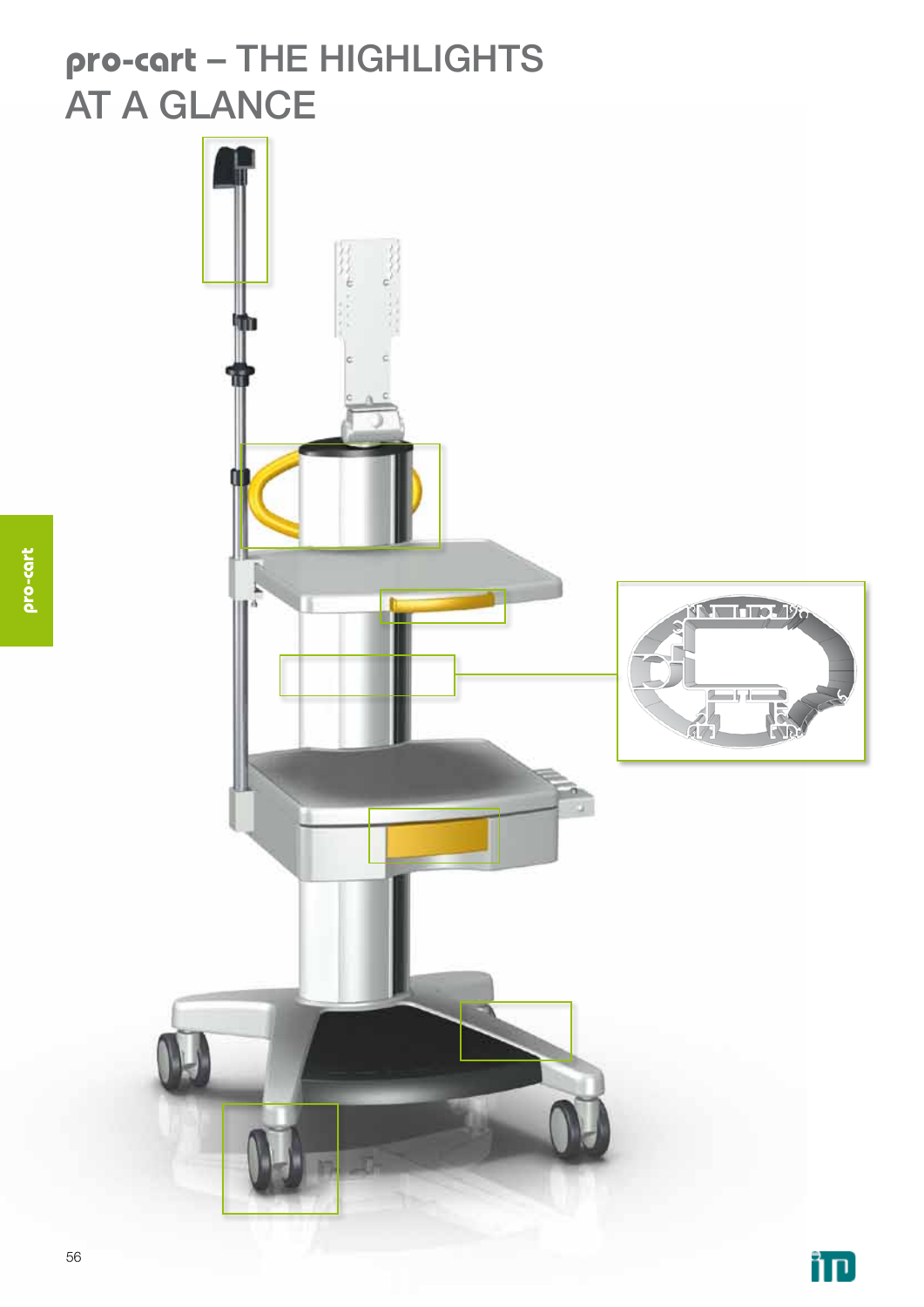# pro-cart – THE HIGHLIGHTS AT A GLANCE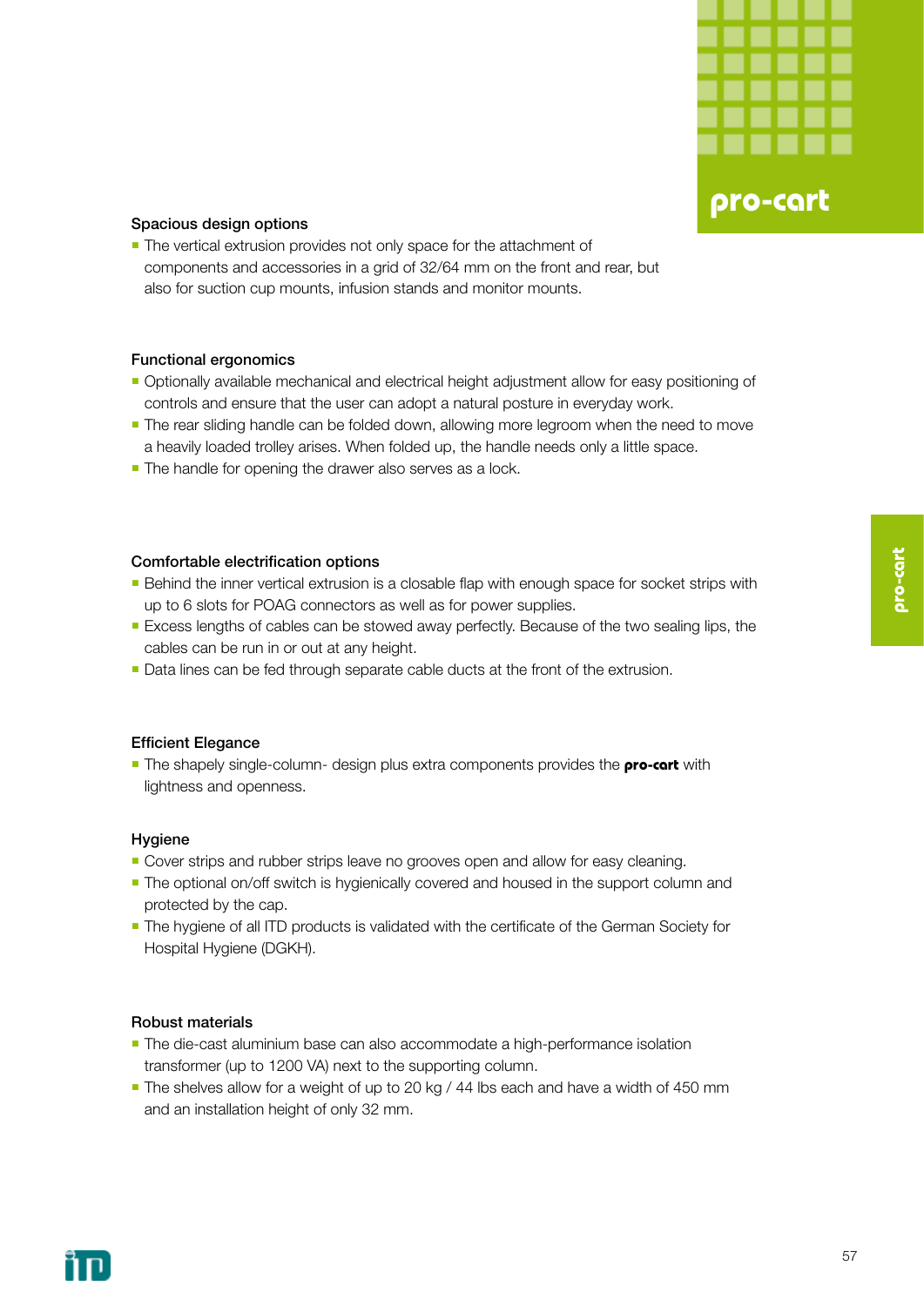# pro-cart

### Spacious design options

- The vertical extrusion provides not only space for the attachment of components and accessories in a grid of 32/64 mm on the front and rear, but also for suction cup mounts, infusion stands and monitor mounts.

### Functional ergonomics

- Optionally available mechanical and electrical height adjustment allow for easy positioning of controls and ensure that the user can adopt a natural posture in everyday work.
- The rear sliding handle can be folded down, allowing more legroom when the need to move a heavily loaded trolley arises. When folded up, the handle needs only a little space.
- The handle for opening the drawer also serves as a lock.

### Comfortable electrification options

- Behind the inner vertical extrusion is a closable flap with enough space for socket strips with up to 6 slots for POAG connectors as well as for power supplies.
- Excess lengths of cables can be stowed away perfectly. Because of the two sealing lips, the cables can be run in or out at any height.
- Data lines can be fed through separate cable ducts at the front of the extrusion.

### Efficient Elegance

- The shapely single-column- design plus extra components provides the **pro-cart** with lightness and openness.

### Hygiene

- Cover strips and rubber strips leave no grooves open and allow for easy cleaning.
- The optional on/off switch is hygienically covered and housed in the support column and protected by the cap.
- The hygiene of all ITD products is validated with the certificate of the German Society for Hospital Hygiene (DGKH).

### Robust materials

- The die-cast aluminium base can also accommodate a high-performance isolation transformer (up to 1200 VA) next to the supporting column.
- The shelves allow for a weight of up to 20 kg / 44 lbs each and have a width of 450 mm and an installation height of only 32 mm.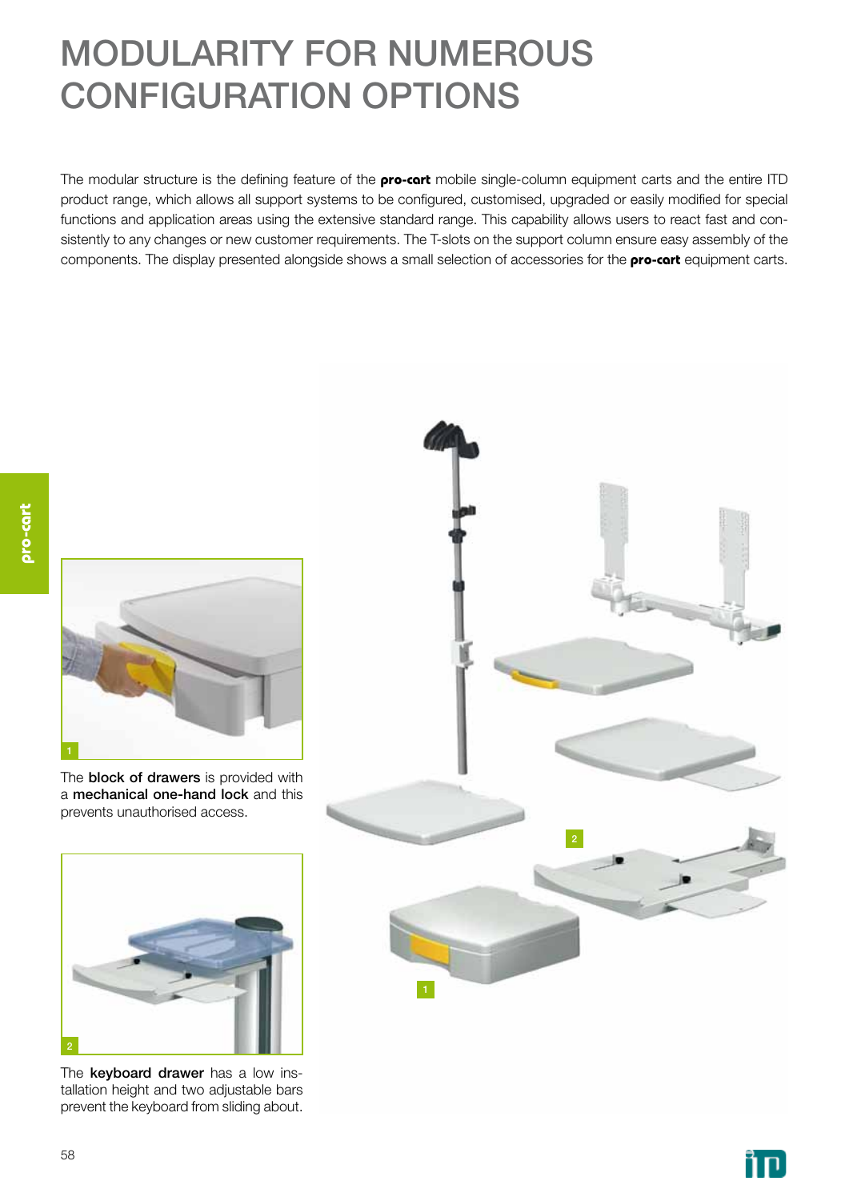# MODULARITY FOR NUMEROUS CONFIGURATION OPTIONS

The modular structure is the defining feature of the **pro-cart** mobile single-column equipment carts and the entire ITD product range, which allows all support systems to be configured, customised, upgraded or easily modified for special functions and application areas using the extensive standard range. This capability allows users to react fast and consistently to any changes or new customer requirements. The T-slots on the support column ensure easy assembly of the components. The display presented alongside shows a small selection of accessories for the **pro-cart** equipment carts.

The **block of drawers** is provided with a **mechanical one-hand lock** and this prevents unauthorised access.

The **keyboard drawer** has a low installation height and two adjustable bars prevent the keyboard from sliding about.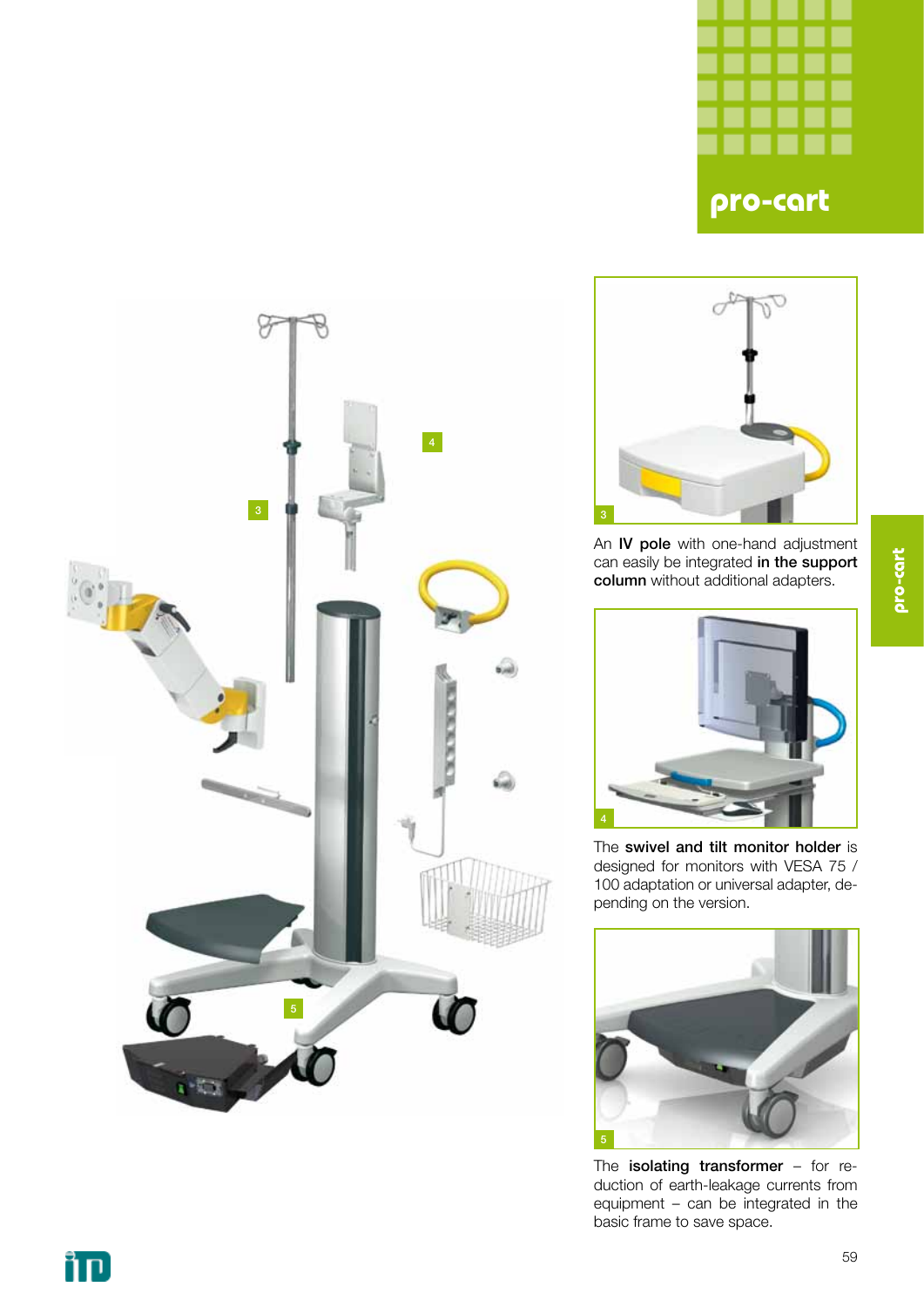# pro-cart

3

An **IV pole** with one-hand adjustment can easily be integrated **in the support column** without additional adapters.

4

The **swivel and tilt monitor holder** is designed for monitors with VESA 75 / 100 adaptation or universal adapter, depending on the version.

5

The **isolating transformer** – for reduction of earth-leakage currents from equipment – can be integrated in the basic frame to save space.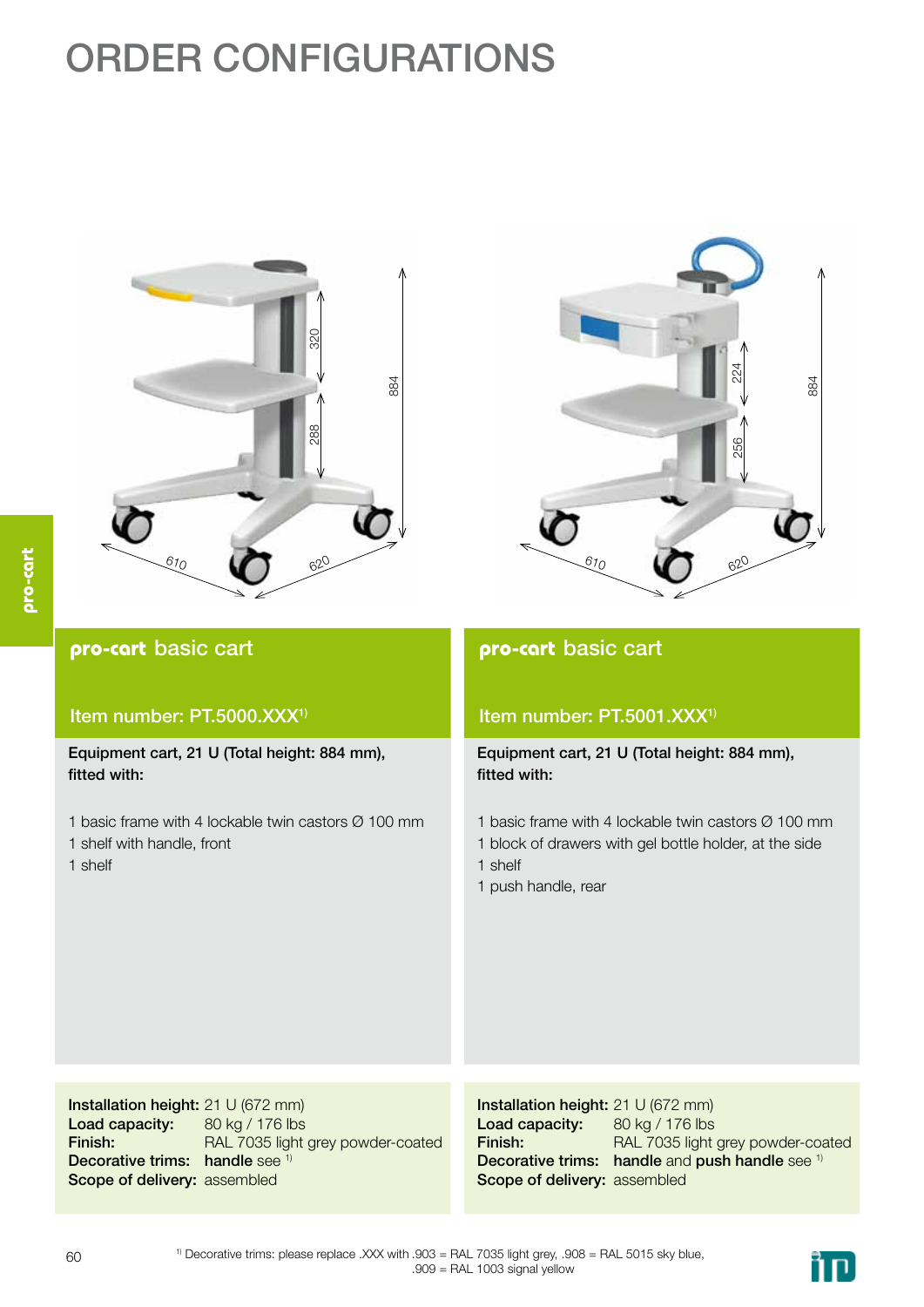# ORDER CONFIGURATIONS

## pro-cart basic cart

### Item number: PT.5000.XXX[1)]

**Equipment cart, 21 U (Total height: 884 mm), fitted with:**

1 basic frame with 4 lockable twin castors Ø 100 mm
1 shelf with handle, front
1 shelf

**Installation height:** 21 U (672 mm)
**Load capacity:** 80 kg / 176 lbs
**Finish:** RAL 7035 light grey powder-coated
**Decorative trims:** **handle** see [1)]
**Scope of delivery:** assembled

## pro-cart basic cart

### Item number: PT.5001.XXX[1)]

**Equipment cart, 21 U (Total height: 884 mm), fitted with:**

1 basic frame with 4 lockable twin castors Ø 100 mm
1 block of drawers with gel bottle holder, at the side
1 shelf
1 push handle, rear

**Installation height:** 21 U (672 mm)
**Load capacity:** 80 kg / 176 lbs
**Finish:** RAL 7035 light grey powder-coated
**Decorative trims:** **handle** and **push handle** see [1)]
**Scope of delivery:** assembled

[1)] Decorative trims: please replace .XXX with .903 = RAL 7035 light grey, .908 = RAL 5015 sky blue, .909 = RAL 1003 signal yellow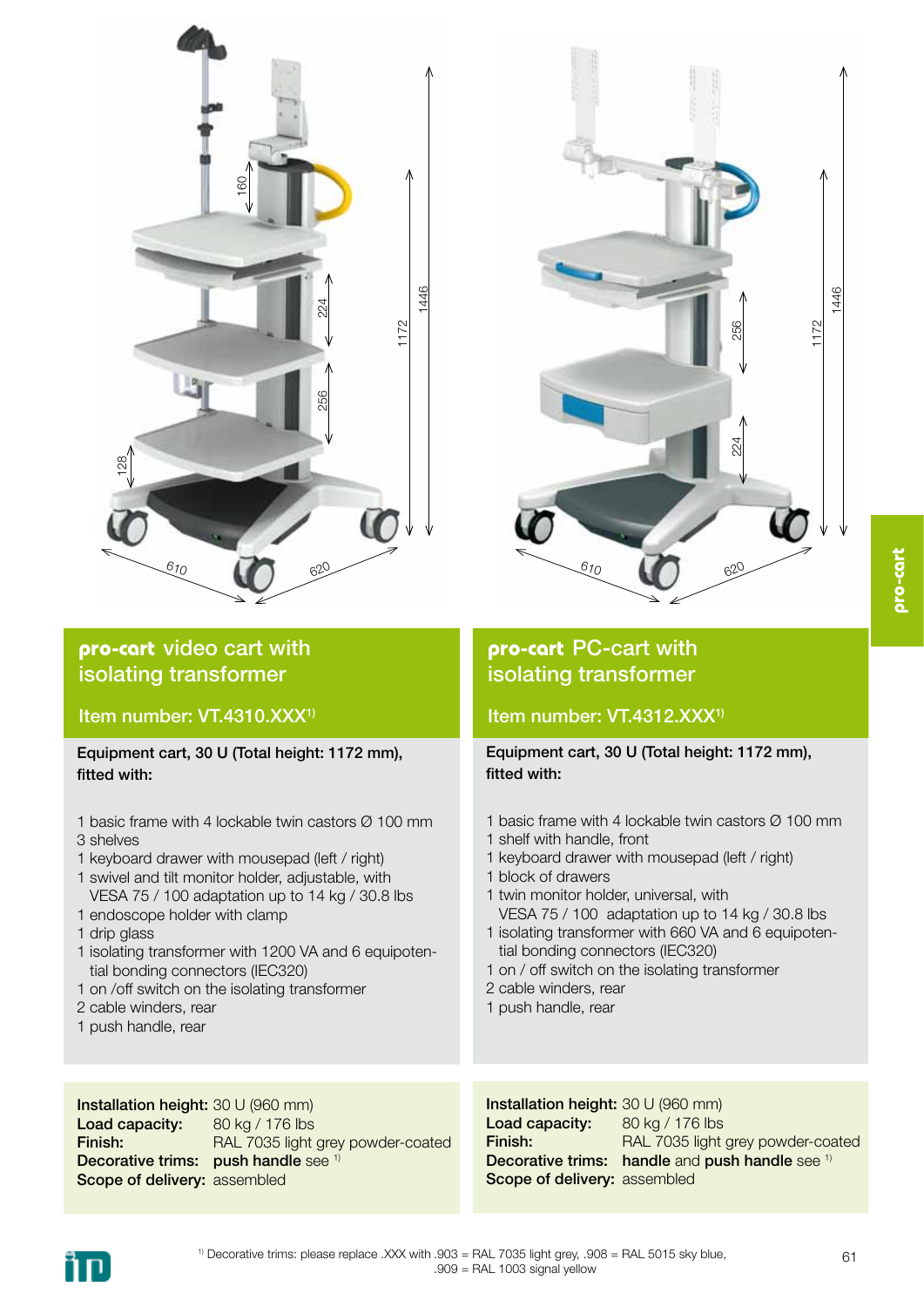## pro-cart video cart with isolating transformer

### Item number: VT.4310.XXX[1)]

**Equipment cart, 30 U (Total height: 1172 mm), fitted with:**

1 basic frame with 4 lockable twin castors Ø 100 mm
3 shelves
1 keyboard drawer with mousepad (left / right)
1 swivel and tilt monitor holder, adjustable, with VESA 75 / 100 adaptation up to 14 kg / 30.8 lbs
1 endoscope holder with clamp
1 drip glass
1 isolating transformer with 1200 VA and 6 equipotential bonding connectors (IEC320)
1 on /off switch on the isolating transformer
2 cable winders, rear
1 push handle, rear

**Installation height:** 30 U (960 mm)
**Load capacity:** 80 kg / 176 lbs
**Finish:** RAL 7035 light grey powder-coated
**Decorative trims:** **push handle** see [1)]
**Scope of delivery:** assembled

## pro-cart PC-cart with isolating transformer

### Item number: VT.4312.XXX[1)]

**Equipment cart, 30 U (Total height: 1172 mm), fitted with:**

1 basic frame with 4 lockable twin castors Ø 100 mm
1 shelf with handle, front
1 keyboard drawer with mousepad (left / right)
1 block of drawers
1 twin monitor holder, universal, with VESA 75 / 100 adaptation up to 14 kg / 30.8 lbs
1 isolating transformer with 660 VA and 6 equipotential bonding connectors (IEC320)
1 on / off switch on the isolating transformer
2 cable winders, rear
1 push handle, rear

**Installation height:** 30 U (960 mm)
**Load capacity:** 80 kg / 176 lbs
**Finish:** RAL 7035 light grey powder-coated
**Decorative trims:** **handle** and **push handle** see [1)]
**Scope of delivery:** assembled

[1)] Decorative trims: please replace .XXX with .903 = RAL 7035 light grey, .908 = RAL 5015 sky blue, .909 = RAL 1003 signal yellow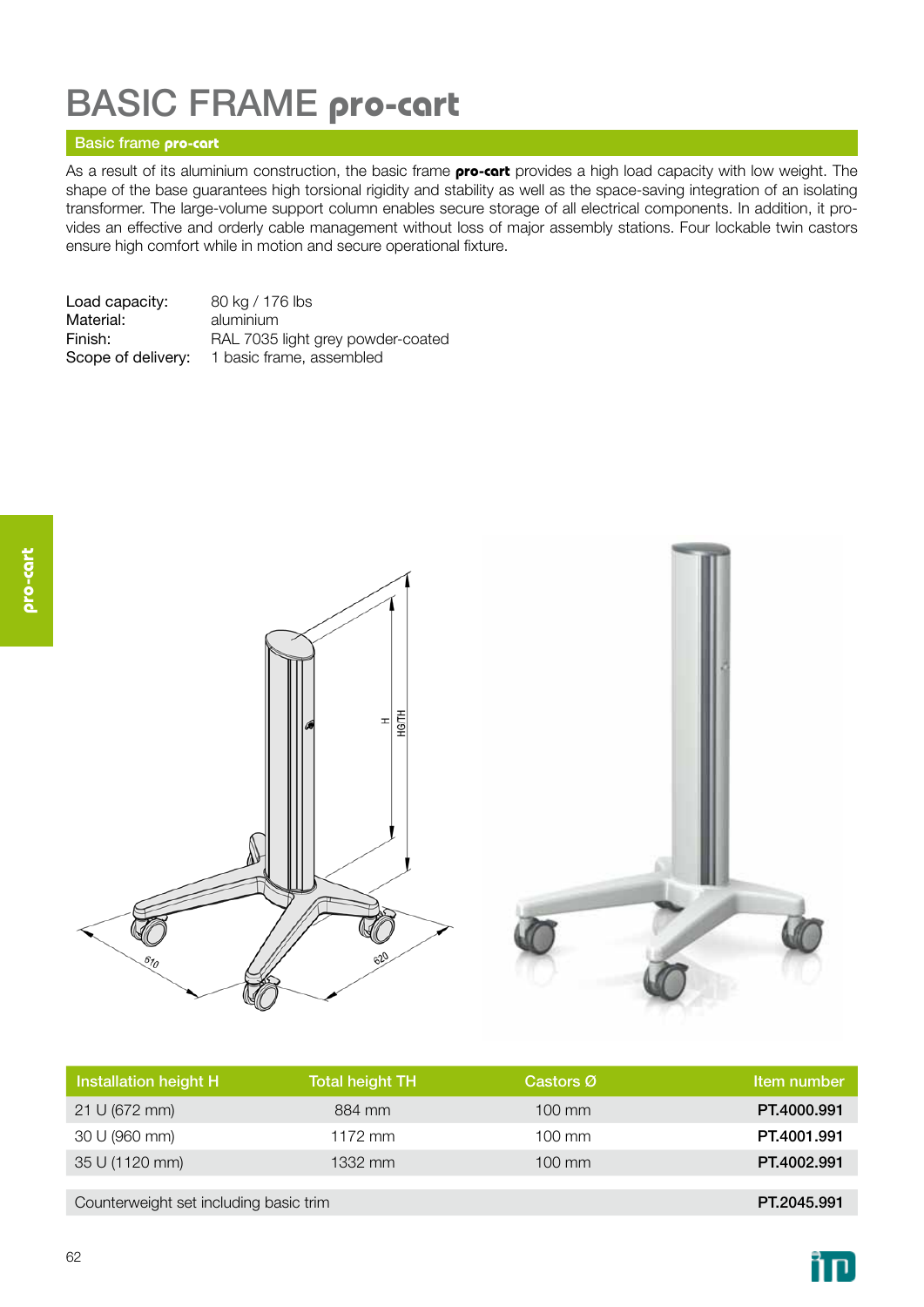# BASIC FRAME **pro-cart**

## Basic frame **pro-cart**

As a result of its aluminium construction, the basic frame **pro-cart** provides a high load capacity with low weight. The shape of the base guarantees high torsional rigidity and stability as well as the space-saving integration of an isolating transformer. The large-volume support column enables secure storage of all electrical components. In addition, it provides an effective and orderly cable management without loss of major assembly stations. Four lockable twin castors ensure high comfort while in motion and secure operational fixture.

| | |
|---|---|
| Load capacity: | 80 kg / 176 lbs |
| Material: | aluminium |
| Finish: | RAL 7035 light grey powder-coated |
| Scope of delivery: | 1 basic frame, assembled |

| Installation height H | Total height TH | Castors Ø | Item number |
|---|---|---|---|
| 21 U (672 mm) | 884 mm | 100 mm | **PT.4000.991** |
| 30 U (960 mm) | 1172 mm | 100 mm | **PT.4001.991** |
| 35 U (1120 mm) | 1332 mm | 100 mm | **PT.4002.991** |
| Counterweight set including basic trim | | | **PT.2045.991** |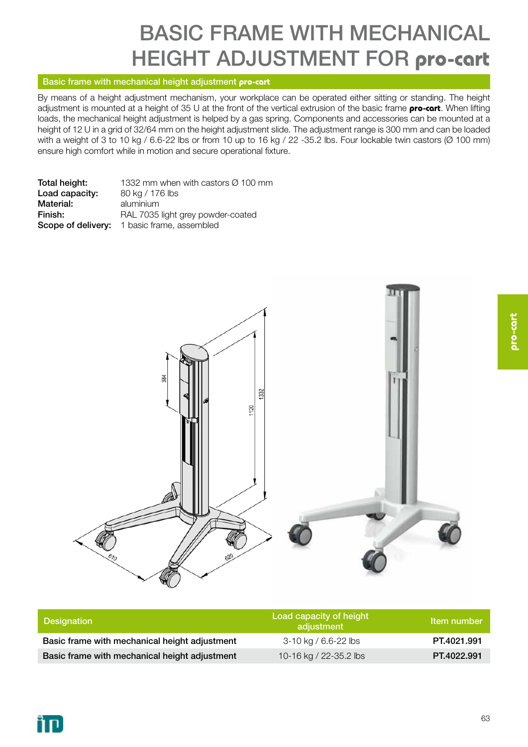# BASIC FRAME WITH MECHANICAL HEIGHT ADJUSTMENT FOR pro-cart

## Basic frame with mechanical height adjustment pro-cart

By means of a height adjustment mechanism, your workplace can be operated either sitting or standing. The height adjustment is mounted at a height of 35 U at the front of the vertical extrusion of the basic frame **pro-cart**. When lifting loads, the mechanical height adjustment is helped by a gas spring. Components and accessories can be mounted at a height of 12 U in a grid of 32/64 mm on the height adjustment slide. The adjustment range is 300 mm and can be loaded with a weight of 3 to 10 kg / 6.6-22 lbs or from 10 up to 16 kg / 22 -35.2 lbs. Four lockable twin castors (Ø 100 mm) ensure high comfort while in motion and secure operational fixture.

**Total height:** 1332 mm when with castors Ø 100 mm
**Load capacity:** 80 kg / 176 lbs
**Material:** aluminium
**Finish:** RAL 7035 light grey powder-coated
**Scope of delivery:** 1 basic frame, assembled

| Designation | Load capacity of height adjustment | Item number |
|---|---|---|
| Basic frame with mechanical height adjustment | 3-10 kg / 6.6-22 lbs | **PT.4021.991** |
| Basic frame with mechanical height adjustment | 10-16 kg / 22-35.2 lbs | **PT.4022.991** |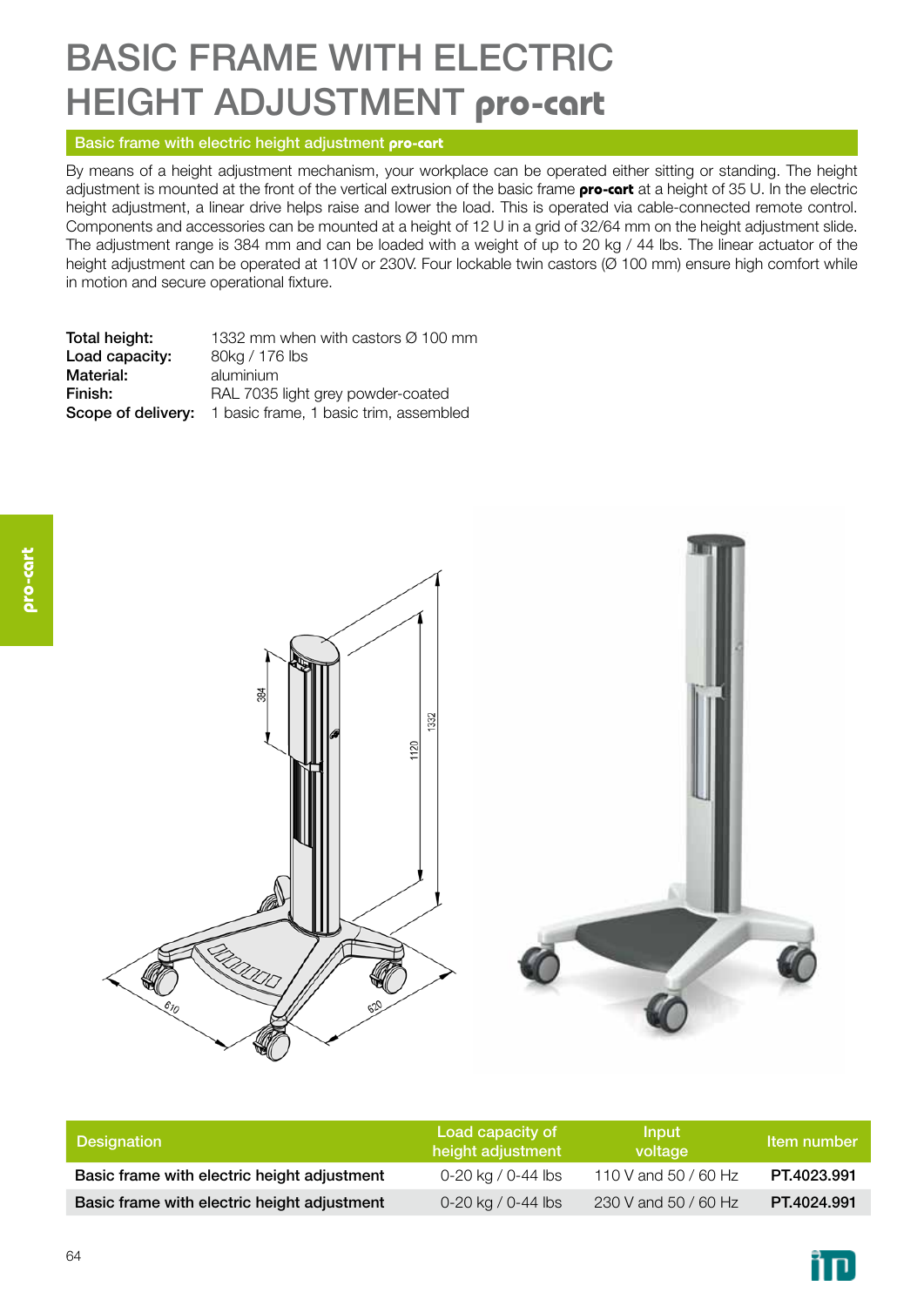# BASIC FRAME WITH ELECTRIC HEIGHT ADJUSTMENT **pro-cart**

## Basic frame with electric height adjustment **pro-cart**

By means of a height adjustment mechanism, your workplace can be operated either sitting or standing. The height adjustment is mounted at the front of the vertical extrusion of the basic frame **pro-cart** at a height of 35 U. In the electric height adjustment, a linear drive helps raise and lower the load. This is operated via cable-connected remote control. Components and accessories can be mounted at a height of 12 U in a grid of 32/64 mm on the height adjustment slide. The adjustment range is 384 mm and can be loaded with a weight of up to 20 kg / 44 lbs. The linear actuator of the height adjustment can be operated at 110V or 230V. Four lockable twin castors (Ø 100 mm) ensure high comfort while in motion and secure operational fixture.

**Total height:** 1332 mm when with castors Ø 100 mm
**Load capacity:** 80kg / 176 lbs
**Material:** aluminium
**Finish:** RAL 7035 light grey powder-coated
**Scope of delivery:** 1 basic frame, 1 basic trim, assembled

| Designation | Load capacity of height adjustment | Input voltage | Item number |
|---|---|---|---|
| Basic frame with electric height adjustment | 0-20 kg / 0-44 lbs | 110 V and 50 / 60 Hz | PT.4023.991 |
| Basic frame with electric height adjustment | 0-20 kg / 0-44 lbs | 230 V and 50 / 60 Hz | PT.4024.991 |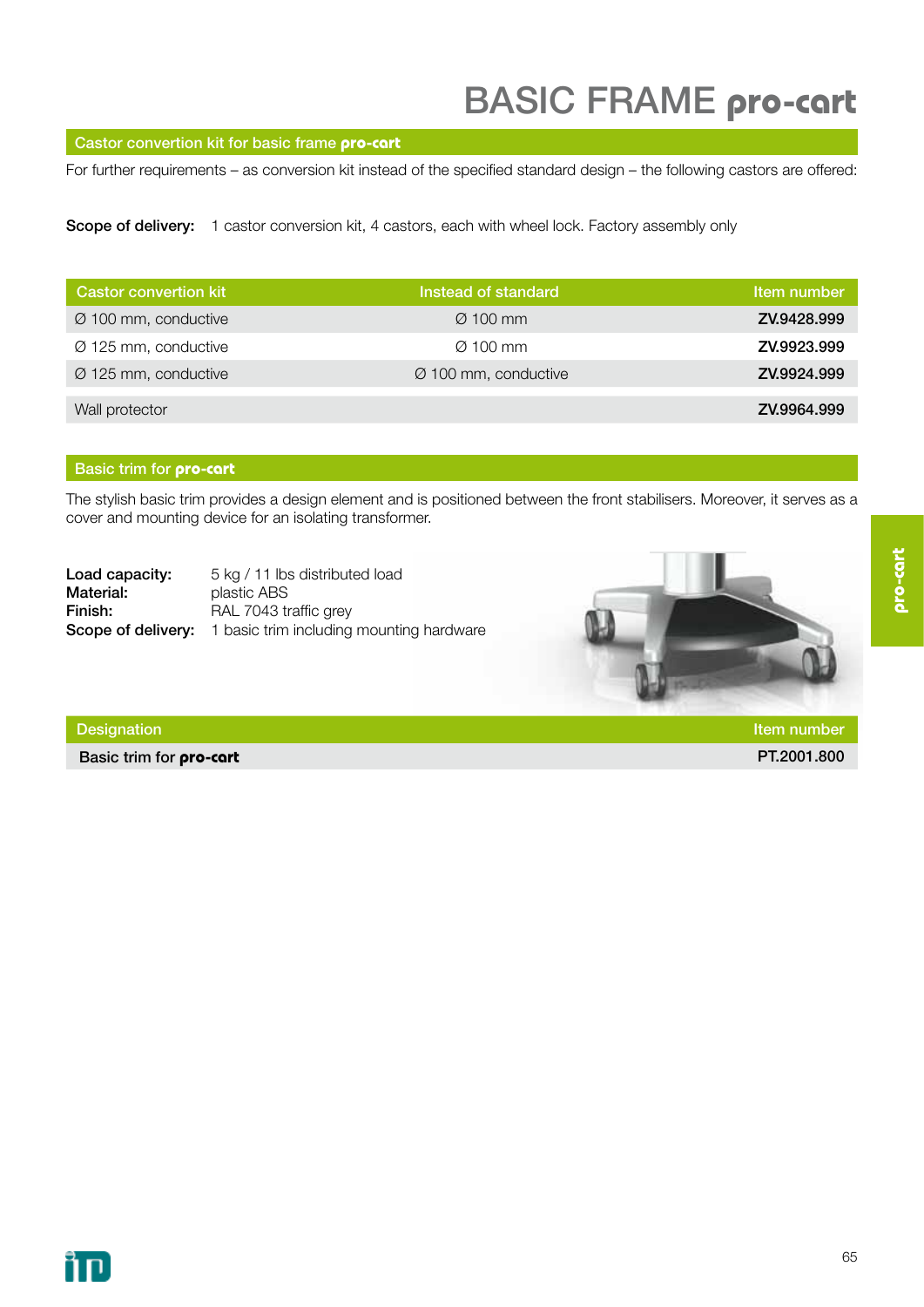# BASIC FRAME pro-cart

## Castor convertion kit for basic frame pro-cart

For further requirements – as conversion kit instead of the specified standard design – the following castors are offered:

**Scope of delivery:** 1 castor conversion kit, 4 castors, each with wheel lock. Factory assembly only

| Castor convertion kit | Instead of standard | Item number |
|---|---|---|
| Ø 100 mm, conductive | Ø 100 mm | ZV.9428.999 |
| Ø 125 mm, conductive | Ø 100 mm | ZV.9923.999 |
| Ø 125 mm, conductive | Ø 100 mm, conductive | ZV.9924.999 |
| Wall protector | | ZV.9964.999 |

## Basic trim for pro-cart

The stylish basic trim provides a design element and is positioned between the front stabilisers. Moreover, it serves as a cover and mounting device for an isolating transformer.

**Load capacity:** 5 kg / 11 lbs distributed load
**Material:** plastic ABS
**Finish:** RAL 7043 traffic grey
**Scope of delivery:** 1 basic trim including mounting hardware

| Designation | Item number |
|---|---|
| Basic trim for pro-cart | PT.2001.800 |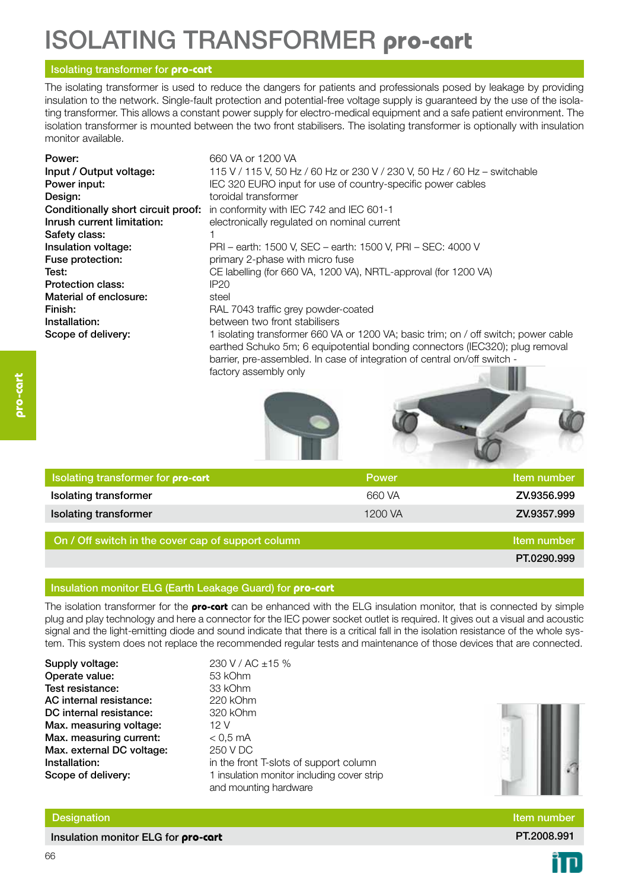# ISOLATING TRANSFORMER **pro-cart**

## Isolating transformer for **pro-cart**

The isolating transformer is used to reduce the dangers for patients and professionals posed by leakage by providing insulation to the network. Single-fault protection and potential-free voltage supply is guaranteed by the use of the isolating transformer. This allows a constant power supply for electro-medical equipment and a safe patient environment. The isolation transformer is mounted between the two front stabilisers. The isolating transformer is optionally with insulation monitor available.

| | |
|---|---|
| **Power:** | 660 VA or 1200 VA |
| **Input / Output voltage:** | 115 V / 115 V, 50 Hz / 60 Hz or 230 V / 230 V, 50 Hz / 60 Hz – switchable |
| **Power input:** | IEC 320 EURO input for use of country-specific power cables |
| **Design:** | toroidal transformer |
| **Conditionally short circuit proof:** | in conformity with IEC 742 and IEC 601-1 |
| **Inrush current limitation:** | electronically regulated on nominal current |
| **Safety class:** | 1 |
| **Insulation voltage:** | PRI – earth: 1500 V, SEC – earth: 1500 V, PRI – SEC: 4000 V |
| **Fuse protection:** | primary 2-phase with micro fuse |
| **Test:** | CE labelling (for 660 VA, 1200 VA), NRTL-approval (for 1200 VA) |
| **Protection class:** | IP20 |
| **Material of enclosure:** | steel |
| **Finish:** | RAL 7043 traffic grey powder-coated |
| **Installation:** | between two front stabilisers |
| **Scope of delivery:** | 1 isolating transformer 660 VA or 1200 VA; basic trim; on / off switch; power cable earthed Schuko 5m; 6 equipotential bonding connectors (IEC320); plug removal barrier, pre-assembled. In case of integration of central on/off switch - factory assembly only |

| Isolating transformer for **pro-cart** | Power | Item number |
|---|---|---|
| Isolating transformer | 660 VA | **ZV.9356.999** |
| Isolating transformer | 1200 VA | **ZV.9357.999** |

| On / Off switch in the cover cap of support column | Item number |
|---|---|
| | **PT.0290.999** |

## Insulation monitor ELG (Earth Leakage Guard) for **pro-cart**

The isolation transformer for the **pro-cart** can be enhanced with the ELG insulation monitor, that is connected by simple plug and play technology and here a connector for the IEC power socket outlet is required. It gives out a visual and acoustic signal and the light-emitting diode and sound indicate that there is a critical fall in the isolation resistance of the whole system. This system does not replace the recommended regular tests and maintenance of those devices that are connected.

| | |
|---|---|
| **Supply voltage:** | 230 V / AC ±15 % |
| **Operate value:** | 53 kOhm |
| **Test resistance:** | 33 kOhm |
| **AC internal resistance:** | 220 kOhm |
| **DC internal resistance:** | 320 kOhm |
| **Max. measuring voltage:** | 12 V |
| **Max. measuring current:** | < 0,5 mA |
| **Max. external DC voltage:** | 250 V DC |
| **Installation:** | in the front T-slots of support column |
| **Scope of delivery:** | 1 insulation monitor including cover strip and mounting hardware |

| Designation | Item number |
|---|---|
| Insulation monitor ELG for **pro-cart** | **PT.2008.991** |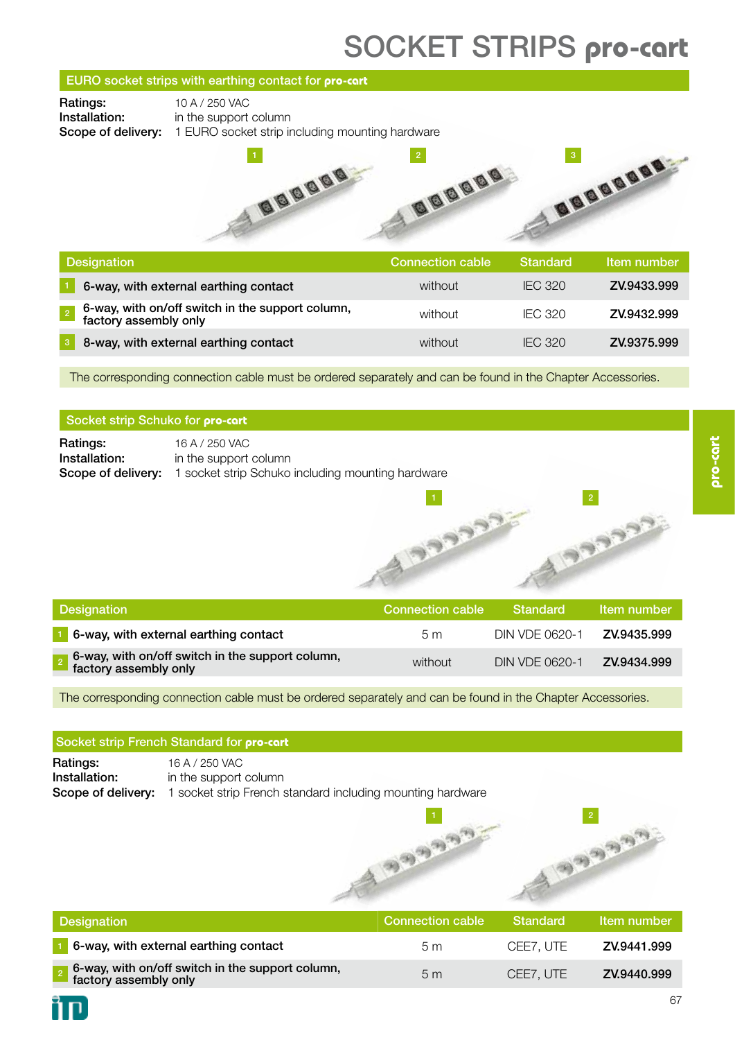# SOCKET STRIPS pro-cart

## EURO socket strips with earthing contact for **pro-cart**

**Ratings:** 10 A / 250 VAC
**Installation:** in the support column
**Scope of delivery:** 1 EURO socket strip including mounting hardware

| Designation | Connection cable | Standard | Item number |
|---|---|---|---|
| 1 **6-way, with external earthing contact** | without | IEC 320 | **ZV.9433.999** |
| 2 **6-way, with on/off switch in the support column, factory assembly only** | without | IEC 320 | **ZV.9432.999** |
| 3 **8-way, with external earthing contact** | without | IEC 320 | **ZV.9375.999** |

The corresponding connection cable must be ordered separately and can be found in the Chapter Accessories.

## Socket strip Schuko for **pro-cart**

**Ratings:** 16 A / 250 VAC
**Installation:** in the support column
**Scope of delivery:** 1 socket strip Schuko including mounting hardware

| Designation | Connection cable | Standard | Item number |
|---|---|---|---|
| 1 **6-way, with external earthing contact** | 5 m | DIN VDE 0620-1 | **ZV.9435.999** |
| 2 **6-way, with on/off switch in the support column, factory assembly only** | without | DIN VDE 0620-1 | **ZV.9434.999** |

The corresponding connection cable must be ordered separately and can be found in the Chapter Accessories.

## Socket strip French Standard for **pro-cart**

**Ratings:** 16 A / 250 VAC
**Installation:** in the support column
**Scope of delivery:** 1 socket strip French standard including mounting hardware

| Designation | Connection cable | Standard | Item number |
|---|---|---|---|
| 1 **6-way, with external earthing contact** | 5 m | CEE7, UTE | **ZV.9441.999** |
| 2 **6-way, with on/off switch in the support column, factory assembly only** | 5 m | CEE7, UTE | **ZV.9440.999** |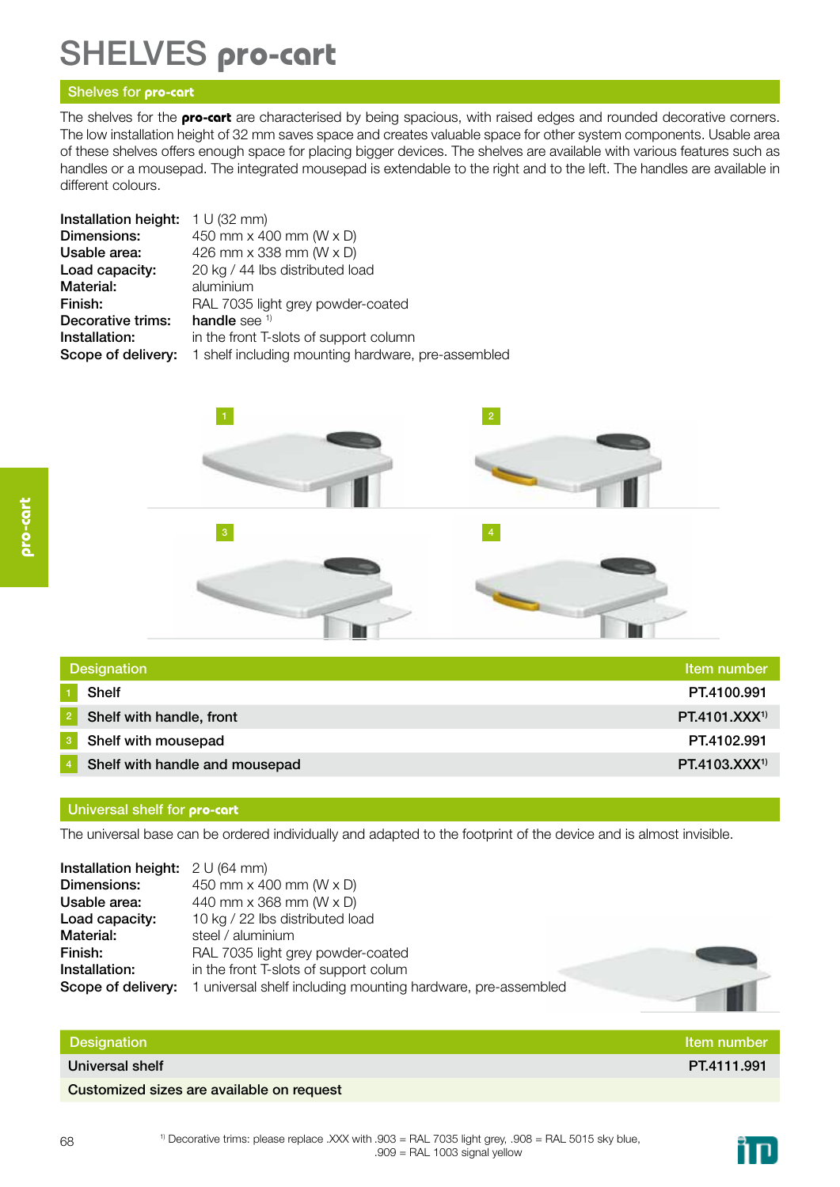# SHELVES pro-cart

## Shelves for pro-cart

The shelves for the **pro-cart** are characterised by being spacious, with raised edges and rounded decorative corners. The low installation height of 32 mm saves space and creates valuable space for other system components. Usable area of these shelves offers enough space for placing bigger devices. The shelves are available with various features such as handles or a mousepad. The integrated mousepad is extendable to the right and to the left. The handles are available in different colours.

**Installation height:** 1 U (32 mm)
**Dimensions:** 450 mm x 400 mm (W x D)
**Usable area:** 426 mm x 338 mm (W x D)
**Load capacity:** 20 kg / 44 lbs distributed load
**Material:** aluminium
**Finish:** RAL 7035 light grey powder-coated
**Decorative trims:** **handle** see [1]
**Installation:** in the front T-slots of support column
**Scope of delivery:** 1 shelf including mounting hardware, pre-assembled

| | Designation | Item number |
|---|---|---|
| 1 | Shelf | PT.4100.991 |
| 2 | Shelf with handle, front | PT.4101.XXX[1] |
| 3 | Shelf with mousepad | PT.4102.991 |
| 4 | Shelf with handle and mousepad | PT.4103.XXX[1] |

## Universal shelf for pro-cart

The universal base can be ordered individually and adapted to the footprint of the device and is almost invisible.

**Installation height:** 2 U (64 mm)
**Dimensions:** 450 mm x 400 mm (W x D)
**Usable area:** 440 mm x 368 mm (W x D)
**Load capacity:** 10 kg / 22 lbs distributed load
**Material:** steel / aluminium
**Finish:** RAL 7035 light grey powder-coated
**Installation:** in the front T-slots of support colum
**Scope of delivery:** 1 universal shelf including mounting hardware, pre-assembled

| Designation | Item number |
|---|---|
| Universal shelf | PT.4111.991 |
| Customized sizes are available on request | |

[1] Decorative trims: please replace .XXX with .903 = RAL 7035 light grey, .908 = RAL 5015 sky blue, .909 = RAL 1003 signal yellow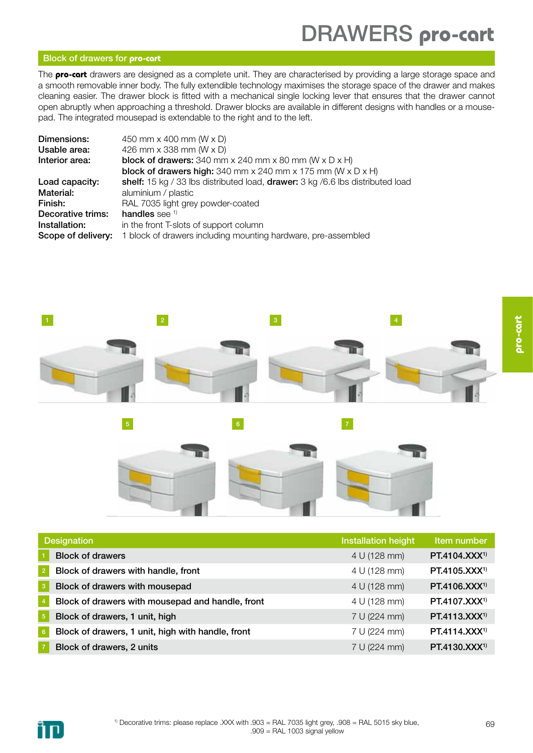# DRAWERS pro-cart

## Block of drawers for pro-cart

The **pro-cart** drawers are designed as a complete unit. They are characterised by providing a large storage space and a smooth removable inner body. The fully extendible technology maximises the storage space of the drawer and makes cleaning easier. The drawer block is fitted with a mechanical single locking lever that ensures that the drawer cannot open abruptly when approaching a threshold. Drawer blocks are available in different designs with handles or a mouse-pad. The integrated mousepad is extendable to the right and to the left.

**Dimensions:** 450 mm x 400 mm (W x D)
**Usable area:** 426 mm x 338 mm (W x D)
**Interior area:** **block of drawers:** 340 mm x 240 mm x 80 mm (W x D x H)
**block of drawers high:** 340 mm x 240 mm x 175 mm (W x D x H)
**Load capacity:** **shelf:** 15 kg / 33 lbs distributed load, **drawer:** 3 kg /6.6 lbs distributed load
**Material:** aluminium / plastic
**Finish:** RAL 7035 light grey powder-coated
**Decorative trims:** **handles** see [1]
**Installation:** in the front T-slots of support column
**Scope of delivery:** 1 block of drawers including mounting hardware, pre-assembled

1 2 3 4

5 6 7

| | Designation | Installation height | Item number |
|---|---|---|---|
| 1 | Block of drawers | 4 U (128 mm) | **PT.4104.XXX[1]** |
| 2 | Block of drawers with handle, front | 4 U (128 mm) | **PT.4105.XXX[1]** |
| 3 | Block of drawers with mousepad | 4 U (128 mm) | **PT.4106.XXX[1]** |
| 4 | Block of drawers with mousepad and handle, front | 4 U (128 mm) | **PT.4107.XXX[1]** |
| 5 | Block of drawers, 1 unit, high | 7 U (224 mm) | **PT.4113.XXX[1]** |
| 6 | Block of drawers, 1 unit, high with handle, front | 7 U (224 mm) | **PT.4114.XXX[1]** |
| 7 | Block of drawers, 2 units | 7 U (224 mm) | **PT.4130.XXX[1]** |

[1] Decorative trims: please replace .XXX with .903 = RAL 7035 light grey, .908 = RAL 5015 sky blue, .909 = RAL 1003 signal yellow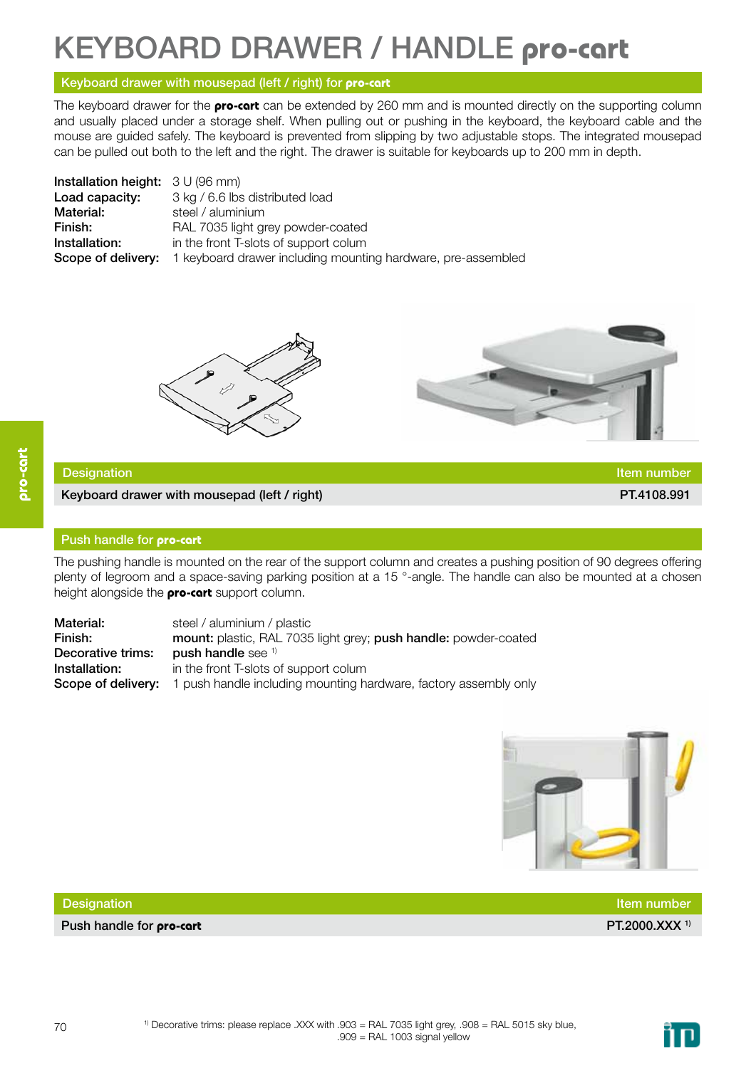# KEYBOARD DRAWER / HANDLE pro-cart

## Keyboard drawer with mousepad (left / right) for pro-cart

The keyboard drawer for the **pro-cart** can be extended by 260 mm and is mounted directly on the supporting column and usually placed under a storage shelf. When pulling out or pushing in the keyboard, the keyboard cable and the mouse are guided safely. The keyboard is prevented from slipping by two adjustable stops. The integrated mousepad can be pulled out both to the left and the right. The drawer is suitable for keyboards up to 200 mm in depth.

**Installation height:** 3 U (96 mm)
**Load capacity:** 3 kg / 6.6 lbs distributed load
**Material:** steel / aluminium
**Finish:** RAL 7035 light grey powder-coated
**Installation:** in the front T-slots of support colum
**Scope of delivery:** 1 keyboard drawer including mounting hardware, pre-assembled

| Designation | Item number |
|---|---|
| Keyboard drawer with mousepad (left / right) | PT.4108.991 |

## Push handle for pro-cart

The pushing handle is mounted on the rear of the support column and creates a pushing position of 90 degrees offering plenty of legroom and a space-saving parking position at a 15 °-angle. The handle can also be mounted at a chosen height alongside the **pro-cart** support column.

**Material:** steel / aluminium / plastic
**Finish:** **mount:** plastic, RAL 7035 light grey; **push handle:** powder-coated
**Decorative trims:** **push handle** see [1]
**Installation:** in the front T-slots of support colum
**Scope of delivery:** 1 push handle including mounting hardware, factory assembly only

| Designation | Item number |
|---|---|
| Push handle for **pro-cart** | PT.2000.XXX [1] |

[1] Decorative trims: please replace .XXX with .903 = RAL 7035 light grey, .908 = RAL 5015 sky blue, .909 = RAL 1003 signal yellow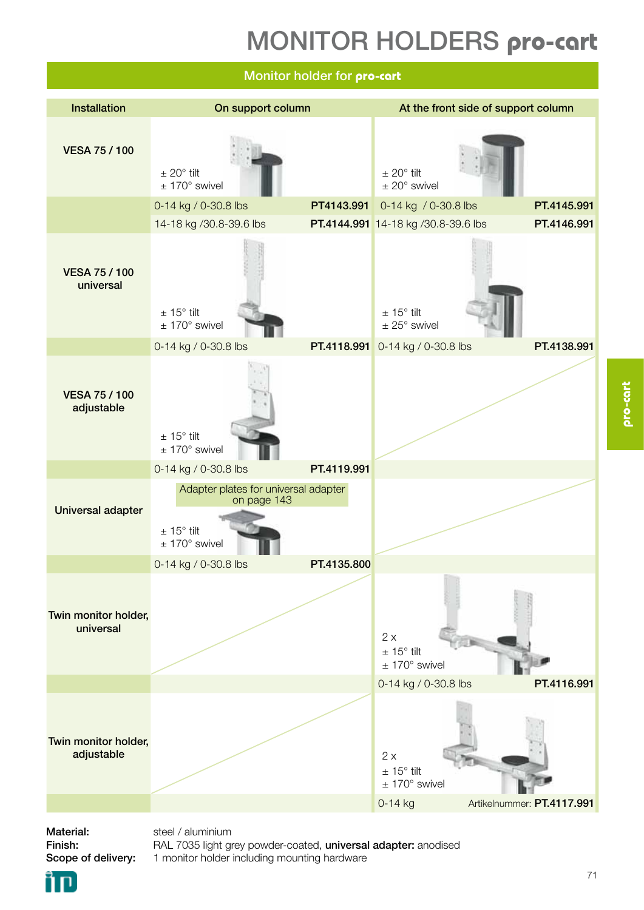# MONITOR HOLDERS pro-cart

## Monitor holder for pro-cart

| Installation | On support column | | At the front side of support column | |
|---|---|---|---|---|
| VESA 75 / 100 | ± 20° tilt<br>± 170° swivel | | ± 20° tilt<br>± 20° swivel | |
| | 0-14 kg / 0-30.8 lbs | PT4143.991 | 0-14 kg / 0-30.8 lbs | PT.4145.991 |
| | 14-18 kg /30.8-39.6 lbs | PT.4144.991 | 14-18 kg /30.8-39.6 lbs | PT.4146.991 |
| VESA 75 / 100 universal | ± 15° tilt<br>± 170° swivel | | ± 15° tilt<br>± 25° swivel | |
| | 0-14 kg / 0-30.8 lbs | PT.4118.991 | 0-14 kg / 0-30.8 lbs | PT.4138.991 |
| VESA 75 / 100 adjustable | ± 15° tilt<br>± 170° swivel | | | |
| | 0-14 kg / 0-30.8 lbs | PT.4119.991 | | |
| Universal adapter | Adapter plates for universal adapter on page 143<br>± 15° tilt<br>± 170° swivel | | | |
| | 0-14 kg / 0-30.8 lbs | PT.4135.800 | | |
| Twin monitor holder, universal | | | 2 x<br>± 15° tilt<br>± 170° swivel | |
| | | | 0-14 kg / 0-30.8 lbs | PT.4116.991 |
| Twin monitor holder, adjustable | | | 2 x<br>± 15° tilt<br>± 170° swivel | |
| | | | 0-14 kg | Artikelnummer: PT.4117.991 |

**Material:** steel / aluminium
**Finish:** RAL 7035 light grey powder-coated, **universal adapter:** anodised
**Scope of delivery:** 1 monitor holder including mounting hardware

pro-cart